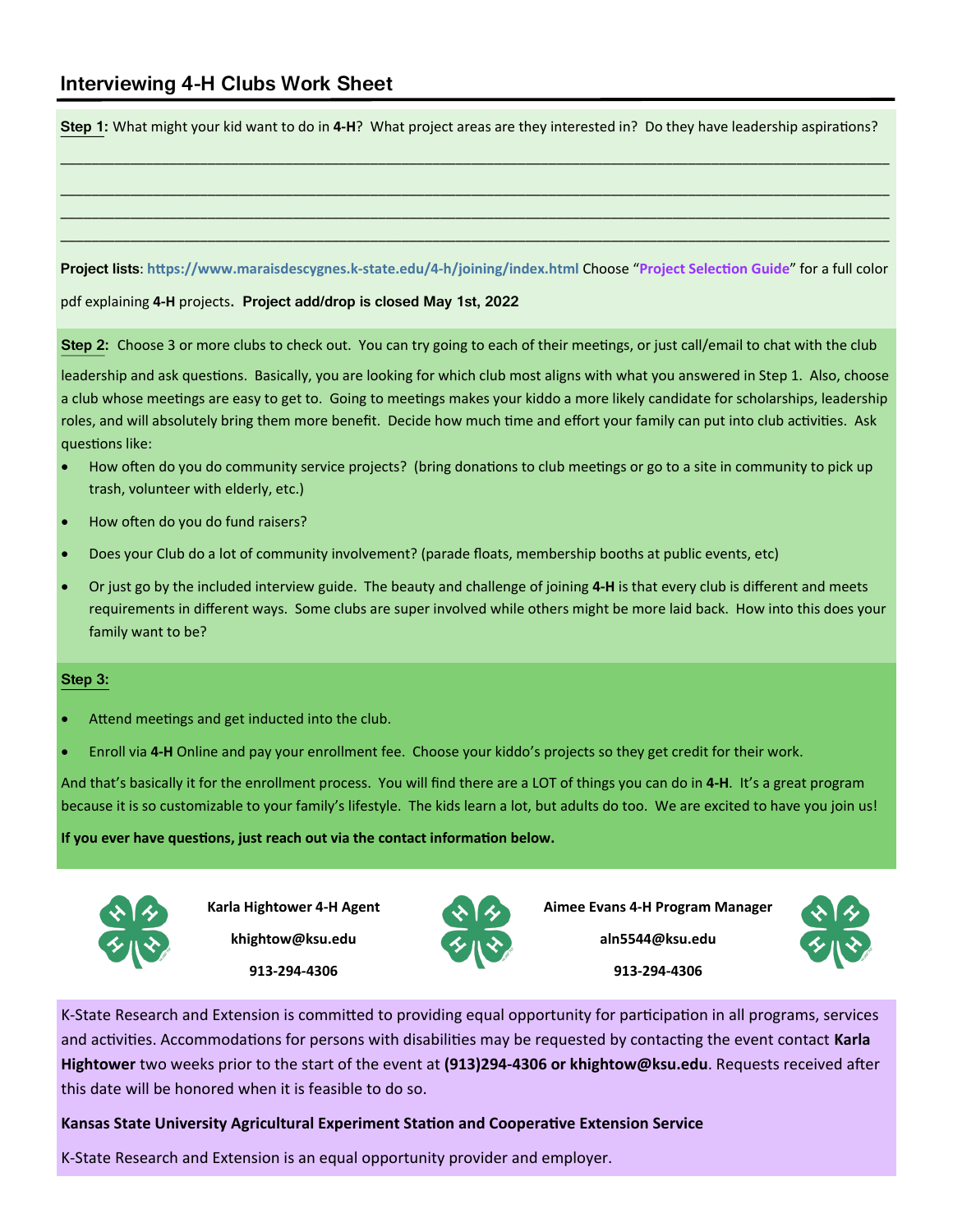# Interviewing 4-H Clubs Work Sheet

**Step 1:** What might your kid want to do in **4-H**? What project areas are they interested in? Do they have leadership aspirations?

______________________________________________________________________________

______________________________________________________________________________

______________________________________________________________________________

______________________________________________________________________________

**Project lists**: **https://www.maraisdescygnes.k-state.edu/4-h/joining/index.html** Choose "**Project Selection Guide**" for a full color pdf explaining **4-H** projects**. Project add/drop is closed May 1st, 2022**

**Step 2:** Choose 3 or more clubs to check out. You can try going to each of their meetings, or just call/email to chat with the club leadership and ask questions. Basically, you are looking for which club most aligns with what you answered in Step 1. Also, choose a club whose meetings are easy to get to. Going to meetings makes your kiddo a more likely candidate for scholarships, leadership roles, and will absolutely bring them more benefit. Decide how much time and effort your family can put into club activities. Ask questions like:

- How often do you do community service projects? (bring donations to club meetings or go to a site in community to pick up trash, volunteer with elderly, etc.)
- How often do you do fund raisers?
- Does your Club do a lot of community involvement? (parade floats, membership booths at public events, etc)
- Or just go by the included interview guide. The beauty and challenge of joining **4-H** is that every club is different and meets requirements in different ways. Some clubs are super involved while others might be more laid back. How into this does your family want to be?

**Step 3:**

- Attend meetings and get inducted into the club.
- Enroll via **4-H** Online and pay your enrollment fee. Choose your kiddo's projects so they get credit for their work.

And that's basically it for the enrollment process. You will find there are a LOT of things you can do in **4-H**. It's a great program because it is so customizable to your family's lifestyle. The kids learn a lot, but adults do too. We are excited to have you join us!

**If you ever have questions, just reach out via the contact information below.**

**Karla Hightower 4-H Agent**
**khightow@ksu.edu**
**913-294-4306**

**Aimee Evans 4-H Program Manager**
**aln5544@ksu.edu**
**913-294-4306**

K-State Research and Extension is committed to providing equal opportunity for participation in all programs, services and activities. Accommodations for persons with disabilities may be requested by contacting the event contact **Karla Hightower** two weeks prior to the start of the event at **(913)294-4306 or khightow@ksu.edu**. Requests received after this date will be honored when it is feasible to do so.

**Kansas State University Agricultural Experiment Station and Cooperative Extension Service**

K-State Research and Extension is an equal opportunity provider and employer.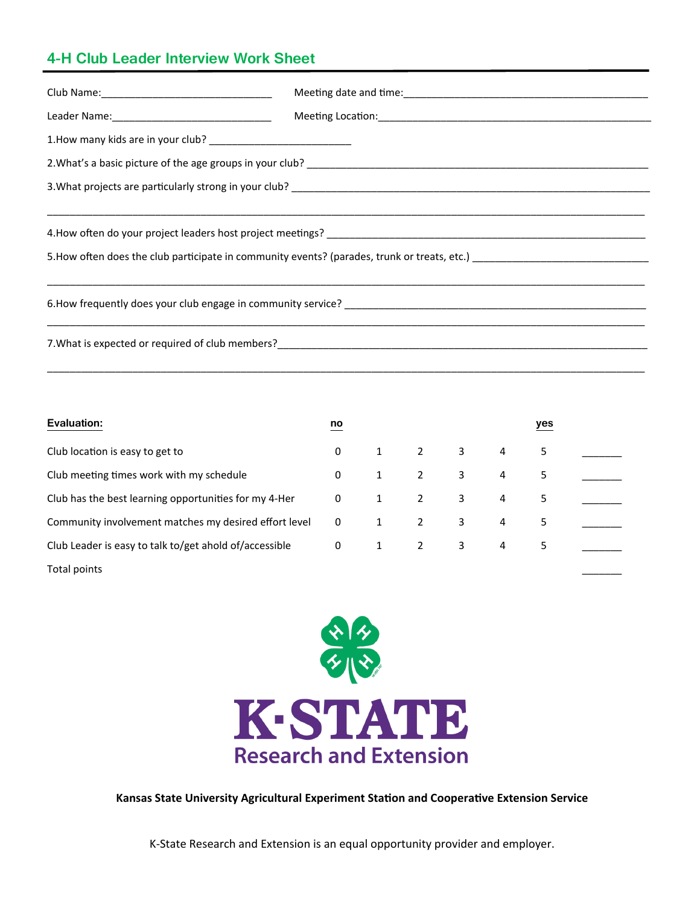## 4-H Club Leader Interview Work Sheet

Club Name:______________________________ Meeting date and time:____________________________________________

Leader Name:____________________________ Meeting Location:_________________________________________________

1.How many kids are in your club? _________________________

2.What's a basic picture of the age groups in your club? ____________________________________________________________

3.What projects are particularly strong in your club? ________________________________________________________________

_____________________________________________________________________________________________________________

4.How often do your project leaders host project meetings? __________________________________________________________

5.How often does the club participate in community events? (parades, trunk or treats, etc.) ________________________________

_____________________________________________________________________________________________________________

6.How frequently does your club engage in community service? ______________________________________________________

_____________________________________________________________________________________________________________

7.What is expected or required of club members?__________________________________________________________________

_____________________________________________________________________________________________________________

| **Evaluation:** | **no** | | | | | **yes** | |
|---|---|---|---|---|---|---|---|
| Club location is easy to get to | 0 | 1 | 2 | 3 | 4 | 5 | _______ |
| Club meeting times work with my schedule | 0 | 1 | 2 | 3 | 4 | 5 | _______ |
| Club has the best learning opportunities for my 4-Her | 0 | 1 | 2 | 3 | 4 | 5 | _______ |
| Community involvement matches my desired effort level | 0 | 1 | 2 | 3 | 4 | 5 | _______ |
| Club Leader is easy to talk to/get ahold of/accessible | 0 | 1 | 2 | 3 | 4 | 5 | _______ |
| Total points | | | | | | | _______ |

K-STATE

Research and Extension

**Kansas State University Agricultural Experiment Station and Cooperative Extension Service**

K-State Research and Extension is an equal opportunity provider and employer.